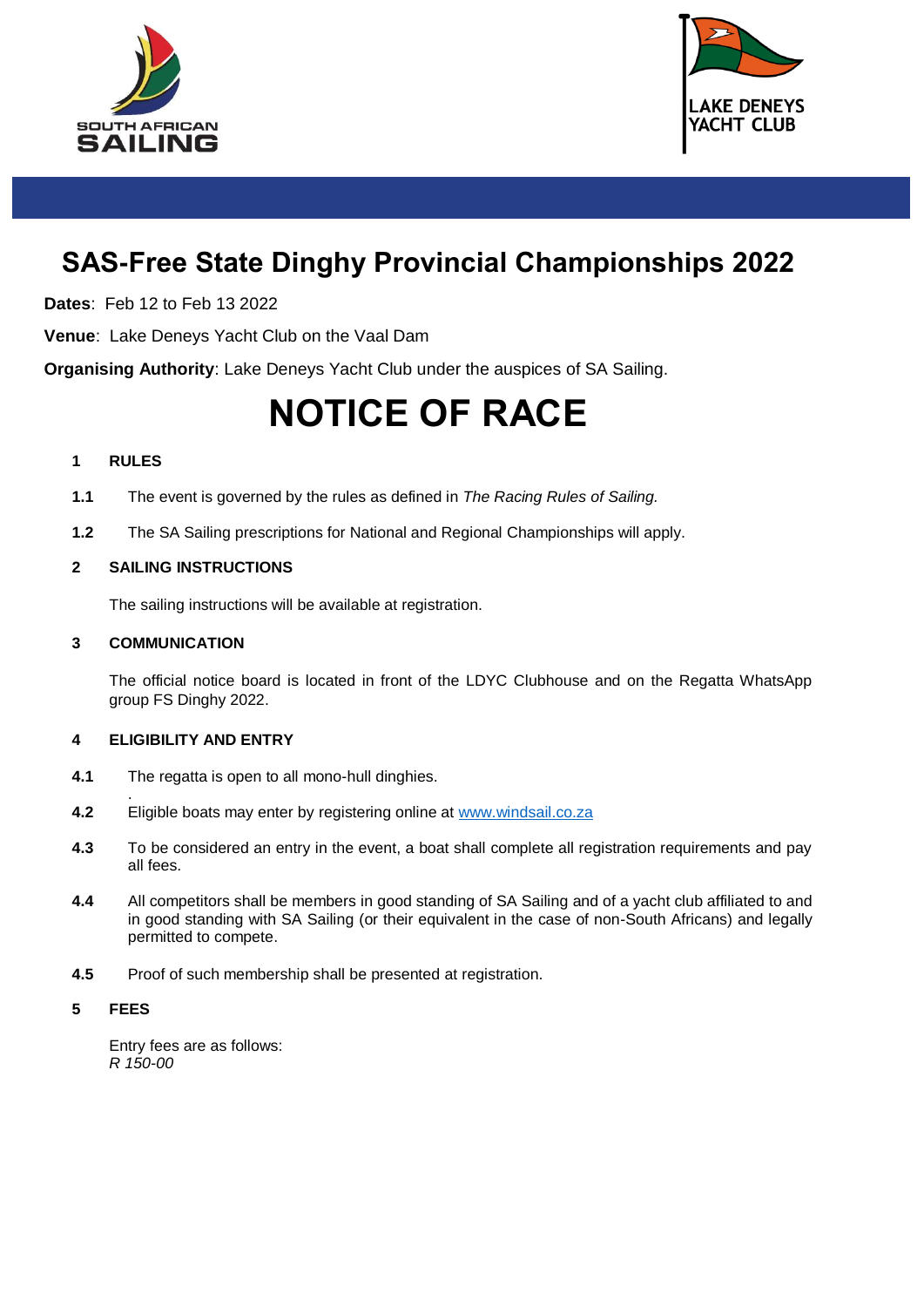# SAS-Free State Dinghy Provincial Championships 2022

**Dates**: Feb 12 to Feb 13 2022

**Venue**: Lake Deneys Yacht Club on the Vaal Dam

**Organising Authority**: Lake Deneys Yacht Club under the auspices of SA Sailing.

# NOTICE OF RACE

## 1 RULES

**1.1** The event is governed by the rules as defined in *The Racing Rules of Sailing.*

**1.2** The SA Sailing prescriptions for National and Regional Championships will apply.

## 2 SAILING INSTRUCTIONS

The sailing instructions will be available at registration.

## 3 COMMUNICATION

The official notice board is located in front of the LDYC Clubhouse and on the Regatta WhatsApp group FS Dinghy 2022.

## 4 ELIGIBILITY AND ENTRY

**4.1** The regatta is open to all mono-hull dinghies.

**4.2** Eligible boats may enter by registering online at [www.windsail.co.za](www.windsail.co.za)

**4.3** To be considered an entry in the event, a boat shall complete all registration requirements and pay all fees.

**4.4** All competitors shall be members in good standing of SA Sailing and of a yacht club affiliated to and in good standing with SA Sailing (or their equivalent in the case of non-South Africans) and legally permitted to compete.

**4.5** Proof of such membership shall be presented at registration.

## 5 FEES

Entry fees are as follows:
*R 150-00*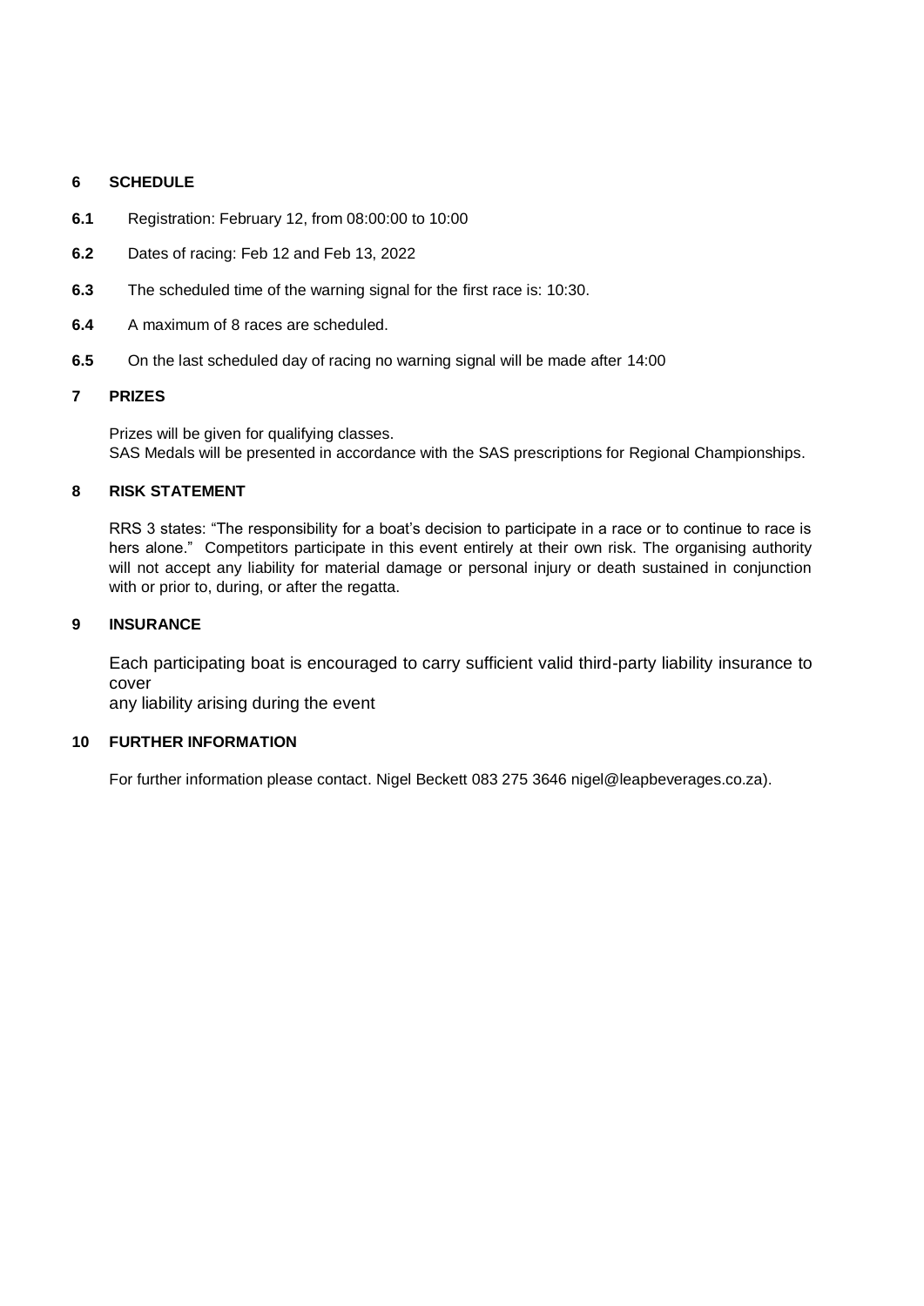## 6 SCHEDULE

**6.1** Registration: February 12, from 08:00:00 to 10:00

**6.2** Dates of racing: Feb 12 and Feb 13, 2022

**6.3** The scheduled time of the warning signal for the first race is: 10:30.

**6.4** A maximum of 8 races are scheduled.

**6.5** On the last scheduled day of racing no warning signal will be made after 14:00

## 7 PRIZES

Prizes will be given for qualifying classes.
SAS Medals will be presented in accordance with the SAS prescriptions for Regional Championships.

## 8 RISK STATEMENT

RRS 3 states: "The responsibility for a boat's decision to participate in a race or to continue to race is hers alone." Competitors participate in this event entirely at their own risk. The organising authority will not accept any liability for material damage or personal injury or death sustained in conjunction with or prior to, during, or after the regatta.

## 9 INSURANCE

Each participating boat is encouraged to carry sufficient valid third-party liability insurance to cover
any liability arising during the event

## 10 FURTHER INFORMATION

For further information please contact. Nigel Beckett 083 275 3646 nigel@leapbeverages.co.za).